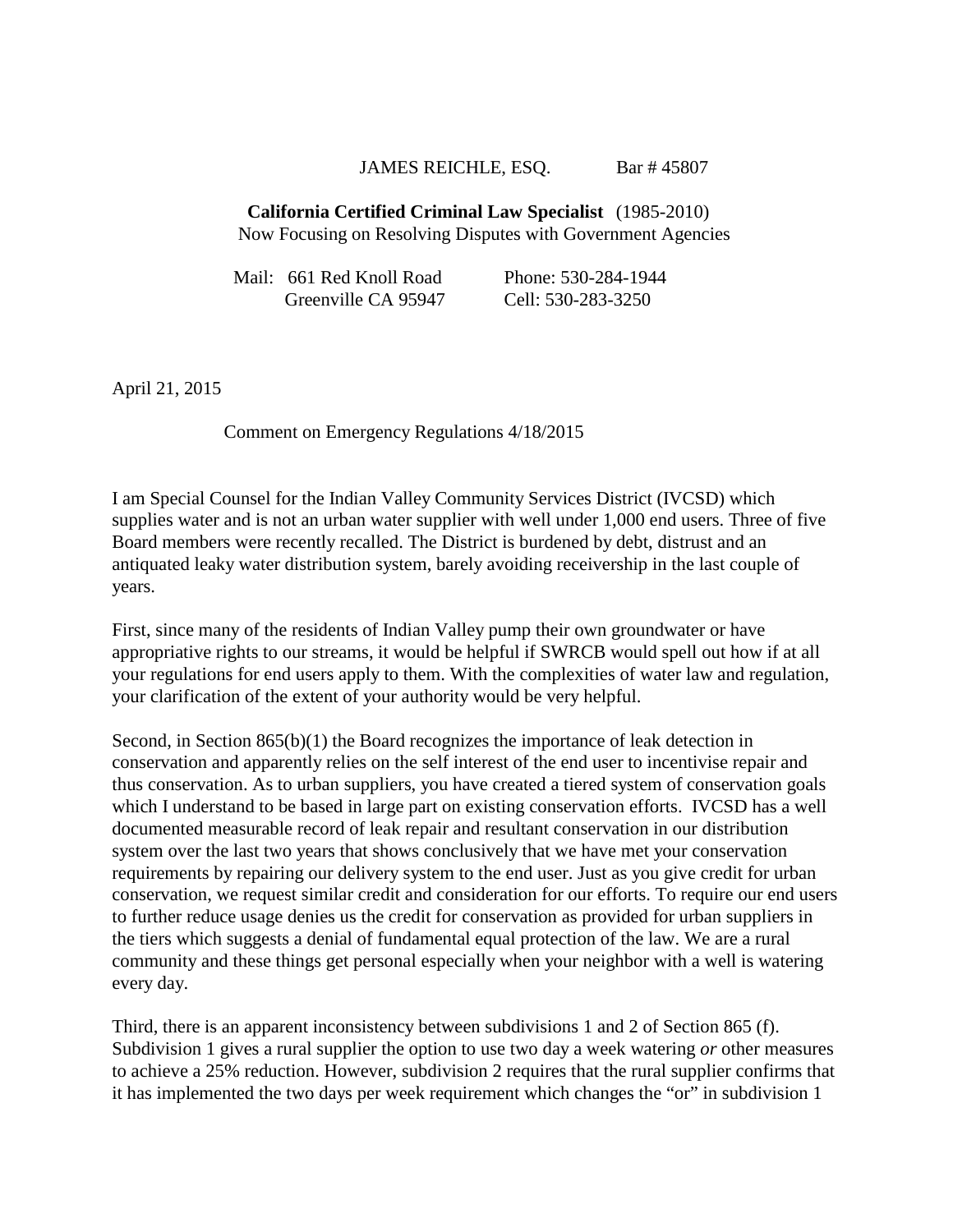JAMES REICHLE, ESQ. Bar # 45807

**California Certified Criminal Law Specialist** (1985-2010)
Now Focusing on Resolving Disputes with Government Agencies

Mail: 661 Red Knoll Road
Greenville CA 95947

Phone: 530-284-1944
Cell: 530-283-3250

April 21, 2015

Comment on Emergency Regulations 4/18/2015

I am Special Counsel for the Indian Valley Community Services District (IVCSD) which supplies water and is not an urban water supplier with well under 1,000 end users. Three of five Board members were recently recalled. The District is burdened by debt, distrust and an antiquated leaky water distribution system, barely avoiding receivership in the last couple of years.

First, since many of the residents of Indian Valley pump their own groundwater or have appropriative rights to our streams, it would be helpful if SWRCB would spell out how if at all your regulations for end users apply to them. With the complexities of water law and regulation, your clarification of the extent of your authority would be very helpful.

Second, in Section 865(b)(1) the Board recognizes the importance of leak detection in conservation and apparently relies on the self interest of the end user to incentivise repair and thus conservation. As to urban suppliers, you have created a tiered system of conservation goals which I understand to be based in large part on existing conservation efforts. IVCSD has a well documented measurable record of leak repair and resultant conservation in our distribution system over the last two years that shows conclusively that we have met your conservation requirements by repairing our delivery system to the end user. Just as you give credit for urban conservation, we request similar credit and consideration for our efforts. To require our end users to further reduce usage denies us the credit for conservation as provided for urban suppliers in the tiers which suggests a denial of fundamental equal protection of the law. We are a rural community and these things get personal especially when your neighbor with a well is watering every day.

Third, there is an apparent inconsistency between subdivisions 1 and 2 of Section 865 (f). Subdivision 1 gives a rural supplier the option to use two day a week watering *or* other measures to achieve a 25% reduction. However, subdivision 2 requires that the rural supplier confirms that it has implemented the two days per week requirement which changes the "or" in subdivision 1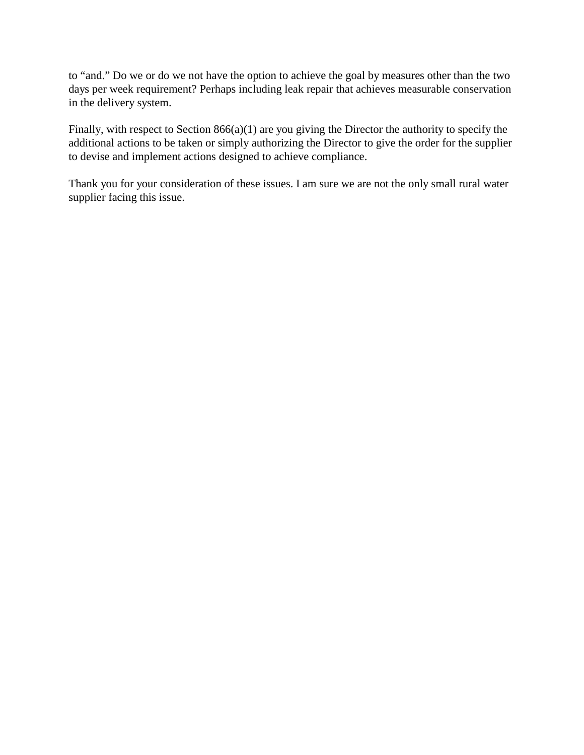to "and." Do we or do we not have the option to achieve the goal by measures other than the two days per week requirement? Perhaps including leak repair that achieves measurable conservation in the delivery system.

Finally, with respect to Section 866(a)(1) are you giving the Director the authority to specify the additional actions to be taken or simply authorizing the Director to give the order for the supplier to devise and implement actions designed to achieve compliance.

Thank you for your consideration of these issues. I am sure we are not the only small rural water supplier facing this issue.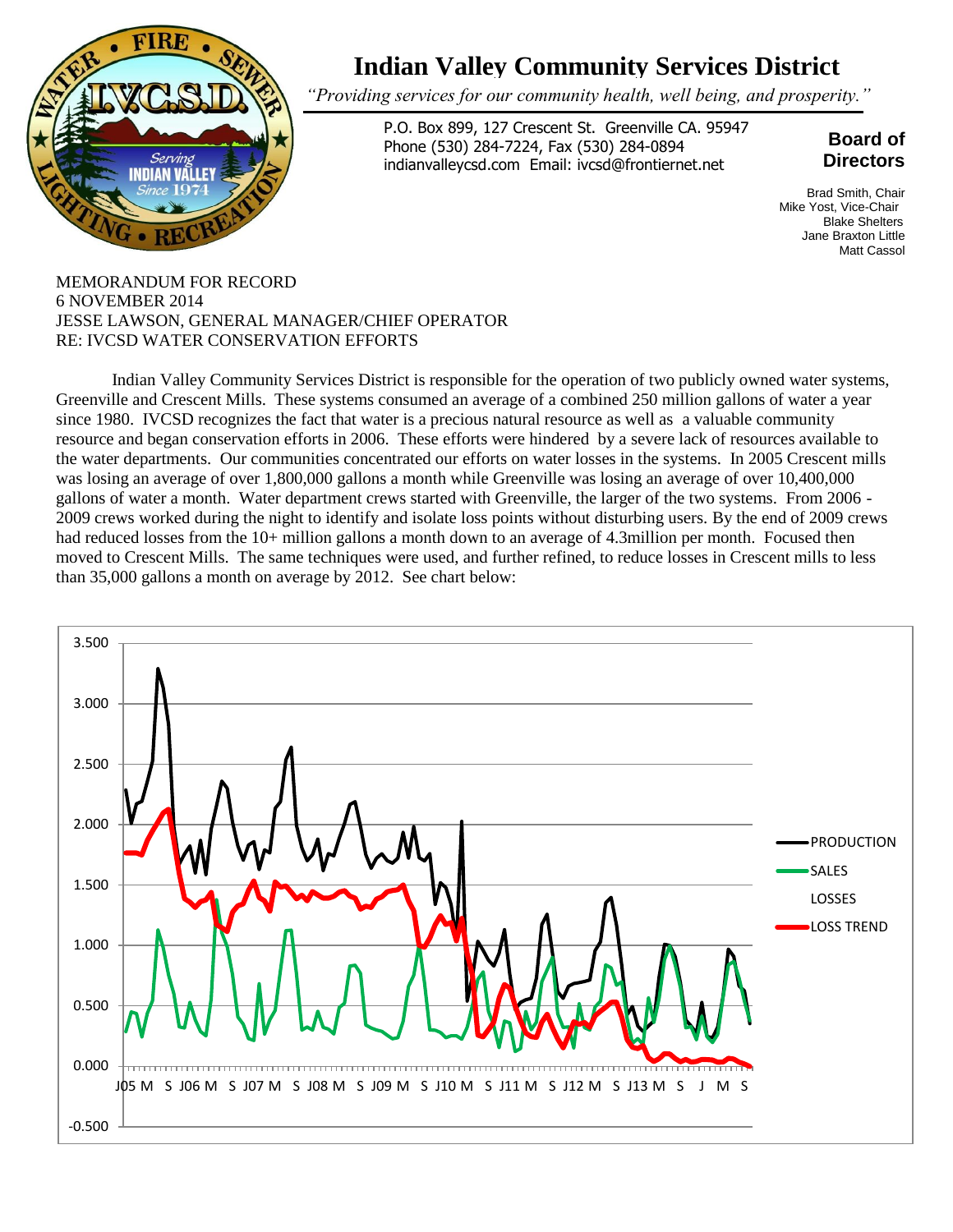# Indian Valley Community Services District

*"Providing services for our community health, well being, and prosperity."*

P.O. Box 899, 127 Crescent St. Greenville CA. 95947
Phone (530) 284-7224, Fax (530) 284-0894
indianvalleycsd.com Email: ivcsd@frontiernet.net

**Board of Directors**

Brad Smith, Chair
Mike Yost, Vice-Chair
Blake Shelters
Jane Braxton Little
Matt Cassol

MEMORANDUM FOR RECORD
6 NOVEMBER 2014
JESSE LAWSON, GENERAL MANAGER/CHIEF OPERATOR
RE: IVCSD WATER CONSERVATION EFFORTS

Indian Valley Community Services District is responsible for the operation of two publicly owned water systems, Greenville and Crescent Mills. These systems consumed an average of a combined 250 million gallons of water a year since 1980. IVCSD recognizes the fact that water is a precious natural resource as well as a valuable community resource and began conservation efforts in 2006. These efforts were hindered by a severe lack of resources available to the water departments. Our communities concentrated our efforts on water losses in the systems. In 2005 Crescent mills was losing an average of over 1,800,000 gallons a month while Greenville was losing an average of over 10,400,000 gallons of water a month. Water department crews started with Greenville, the larger of the two systems. From 2006 - 2009 crews worked during the night to identify and isolate loss points without disturbing users. By the end of 2009 crews had reduced losses from the 10+ million gallons a month down to an average of 4.3million per month. Focused then moved to Crescent Mills. The same techniques were used, and further refined, to reduce losses in Crescent mills to less than 35,000 gallons a month on average by 2012. See chart below: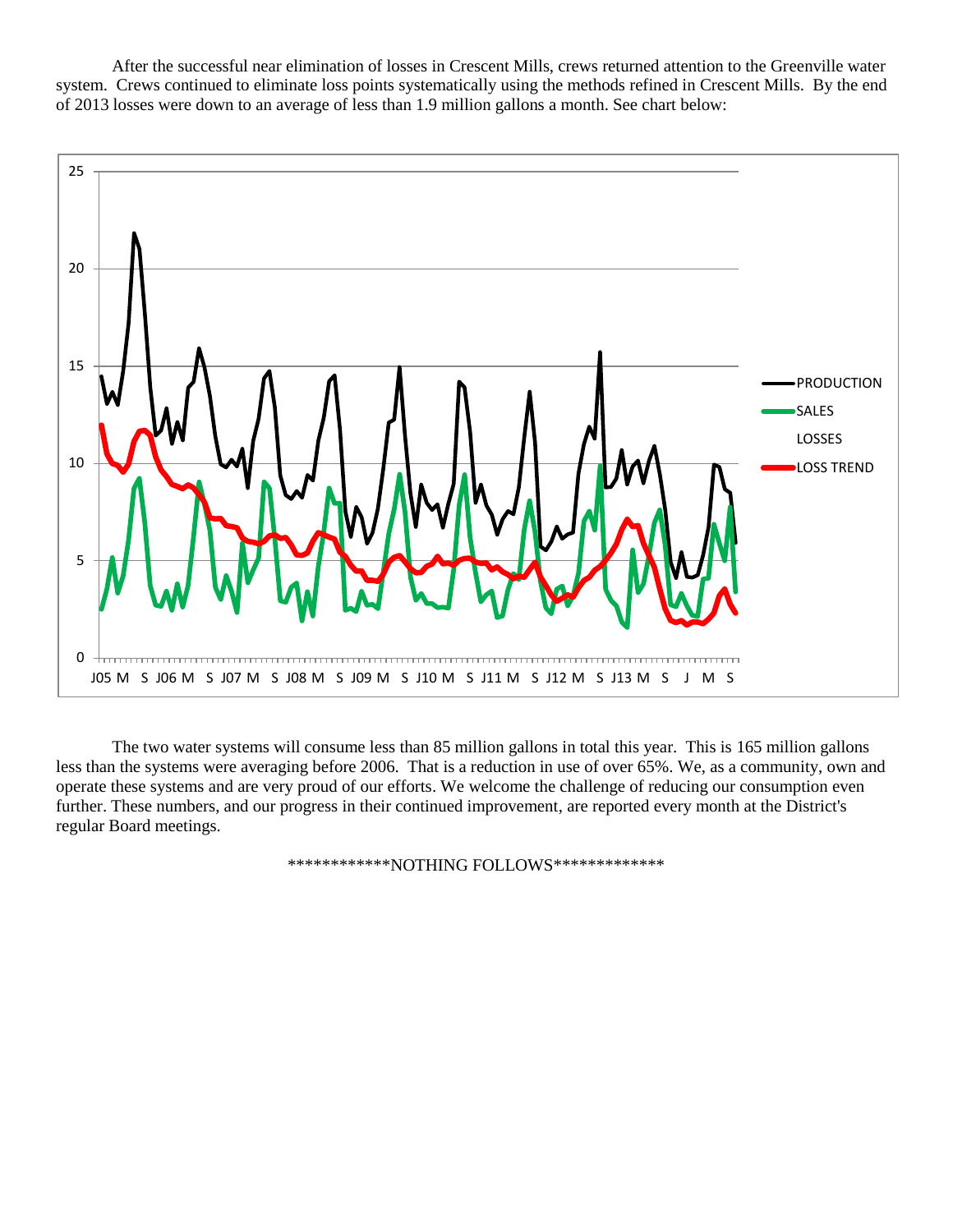After the successful near elimination of losses in Crescent Mills, crews returned attention to the Greenville water system. Crews continued to eliminate loss points systematically using the methods refined in Crescent Mills. By the end of 2013 losses were down to an average of less than 1.9 million gallons a month. See chart below:

25
20
15
10
5
0

J05 M S J06 M S J07 M S J08 M S J09 M S J10 M S J11 M S J12 M S J13 M S J M S

PRODUCTION
SALES
LOSSES
LOSS TREND

The two water systems will consume less than 85 million gallons in total this year. This is 165 million gallons less than the systems were averaging before 2006. That is a reduction in use of over 65%. We, as a community, own and operate these systems and are very proud of our efforts. We welcome the challenge of reducing our consumption even further. These numbers, and our progress in their continued improvement, are reported every month at the District's regular Board meetings.

************NOTHING FOLLOWS*************